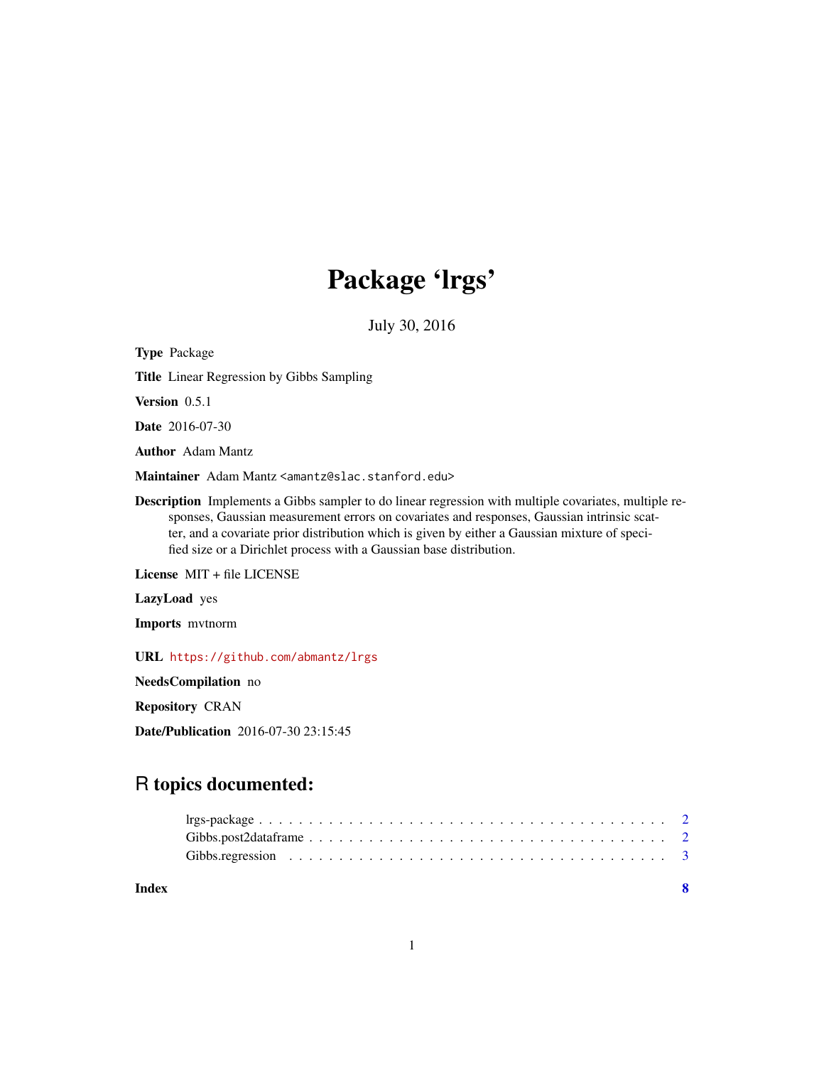# Package 'lrgs'

July 30, 2016

**Type** Package

**Title** Linear Regression by Gibbs Sampling

**Version** 0.5.1

**Date** 2016-07-30

**Author** Adam Mantz

**Maintainer** Adam Mantz <amantz@slac.stanford.edu>

**Description** Implements a Gibbs sampler to do linear regression with multiple covariates, multiple responses, Gaussian measurement errors on covariates and responses, Gaussian intrinsic scatter, and a covariate prior distribution which is given by either a Gaussian mixture of specified size or a Dirichlet process with a Gaussian base distribution.

**License** MIT + file LICENSE

**LazyLoad** yes

**Imports** mvtnorm

**URL** https://github.com/abmantz/lrgs

**NeedsCompilation** no

**Repository** CRAN

**Date/Publication** 2016-07-30 23:15:45

## R topics documented:

lrgs-package . . . . . . . . . . . . . . . . . . . . . . . . . . . . . . . . . . . . . . . . 2
Gibbs.post2dataframe . . . . . . . . . . . . . . . . . . . . . . . . . . . . . . . . . . . 2
Gibbs.regression . . . . . . . . . . . . . . . . . . . . . . . . . . . . . . . . . . . . . . 3

**Index** **8**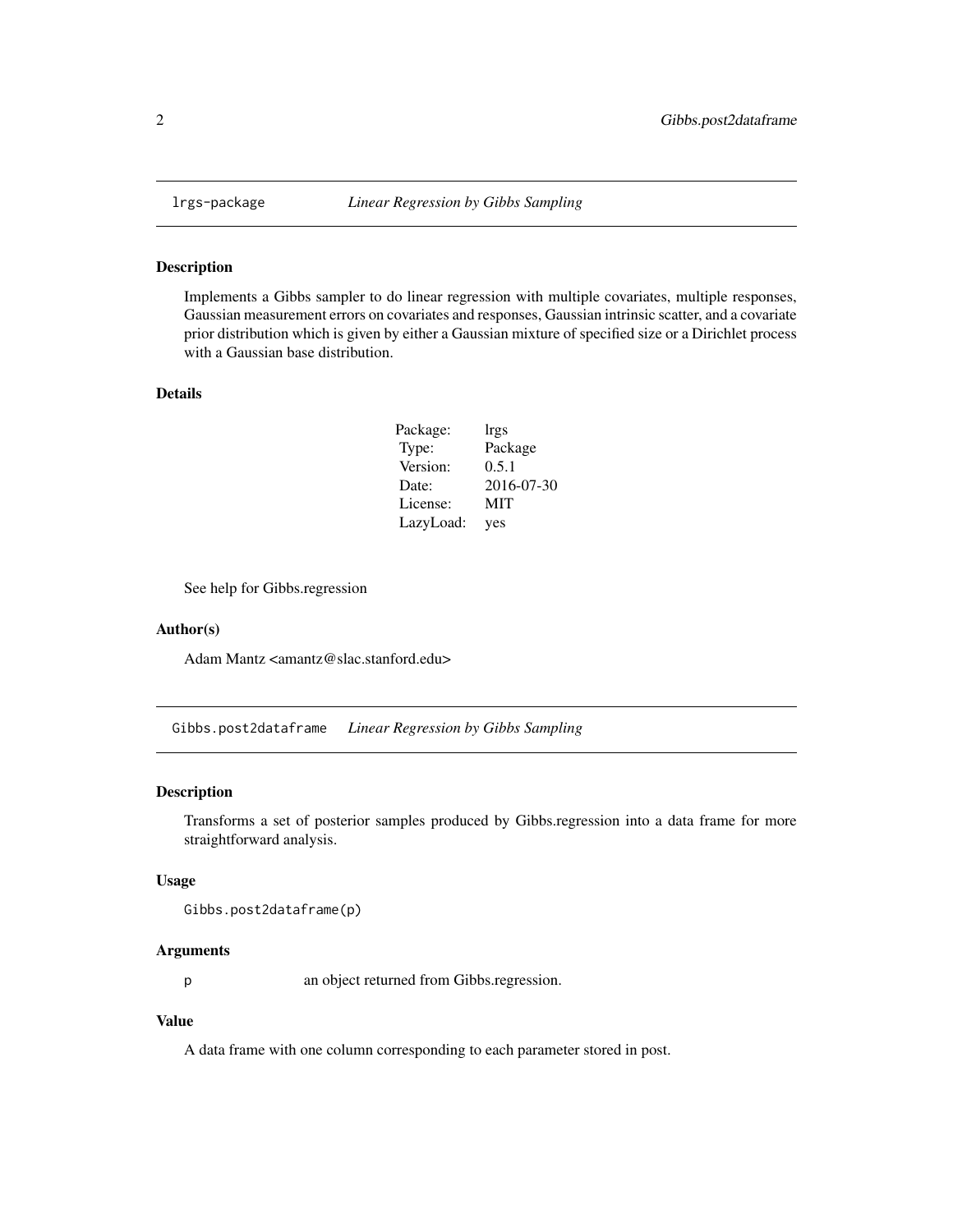# lrgs-package *Linear Regression by Gibbs Sampling*

## Description

Implements a Gibbs sampler to do linear regression with multiple covariates, multiple responses, Gaussian measurement errors on covariates and responses, Gaussian intrinsic scatter, and a covariate prior distribution which is given by either a Gaussian mixture of specified size or a Dirichlet process with a Gaussian base distribution.

## Details

| | |
|---|---|
| Package: | lrgs |
| Type: | Package |
| Version: | 0.5.1 |
| Date: | 2016-07-30 |
| License: | MIT |
| LazyLoad: | yes |

See help for Gibbs.regression

## Author(s)

Adam Mantz <amantz@slac.stanford.edu>

# Gibbs.post2dataframe *Linear Regression by Gibbs Sampling*

## Description

Transforms a set of posterior samples produced by Gibbs.regression into a data frame for more straightforward analysis.

## Usage

```
Gibbs.post2dataframe(p)
```

## Arguments

| | |
|---|---|
| p | an object returned from Gibbs.regression. |

## Value

A data frame with one column corresponding to each parameter stored in post.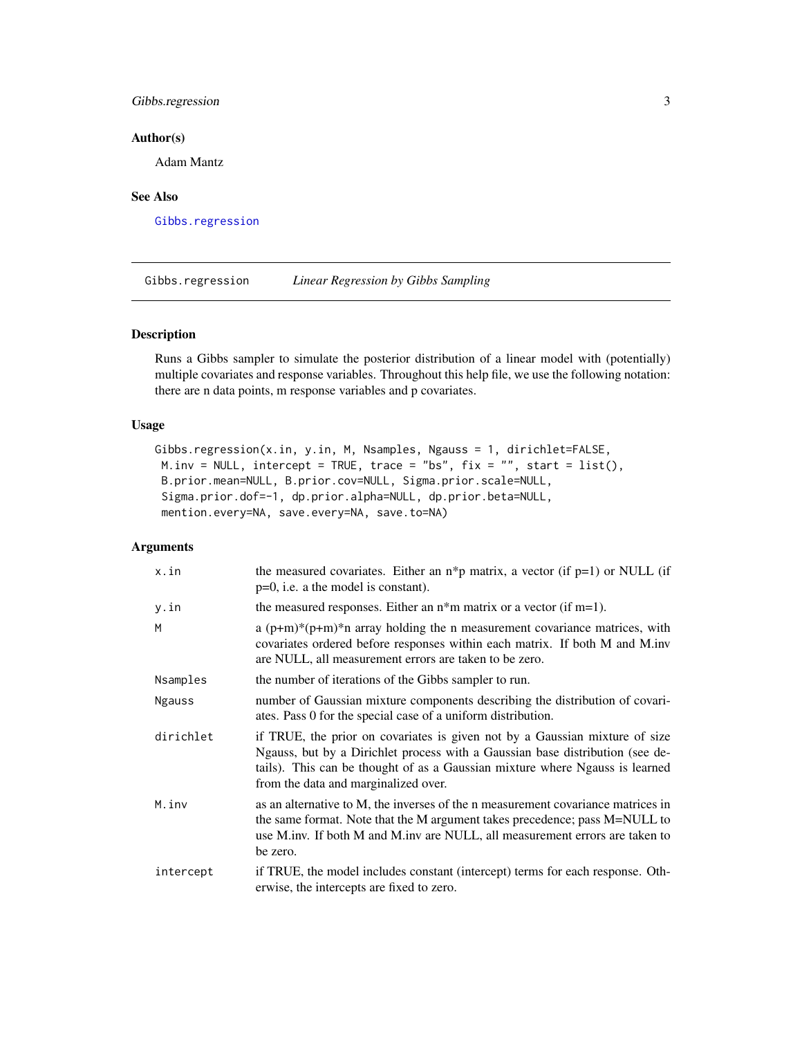### Author(s)

Adam Mantz

### See Also

Gibbs.regression

## Gibbs.regression *Linear Regression by Gibbs Sampling*

### Description

Runs a Gibbs sampler to simulate the posterior distribution of a linear model with (potentially) multiple covariates and response variables. Throughout this help file, we use the following notation: there are n data points, m response variables and p covariates.

### Usage

```
Gibbs.regression(x.in, y.in, M, Nsamples, Ngauss = 1, dirichlet=FALSE,
 M.inv = NULL, intercept = TRUE, trace = "bs", fix = "", start = list(),
 B.prior.mean=NULL, B.prior.cov=NULL, Sigma.prior.scale=NULL,
 Sigma.prior.dof=-1, dp.prior.alpha=NULL, dp.prior.beta=NULL,
 mention.every=NA, save.every=NA, save.to=NA)
```

### Arguments

| | |
|---|---|
| x.in | the measured covariates. Either an n*p matrix, a vector (if p=1) or NULL (if p=0, i.e. a the model is constant). |
| y.in | the measured responses. Either an n*m matrix or a vector (if m=1). |
| M | a (p+m)*(p+m)*n array holding the n measurement covariance matrices, with covariates ordered before responses within each matrix. If both M and M.inv are NULL, all measurement errors are taken to be zero. |
| Nsamples | the number of iterations of the Gibbs sampler to run. |
| Ngauss | number of Gaussian mixture components describing the distribution of covariates. Pass 0 for the special case of a uniform distribution. |
| dirichlet | if TRUE, the prior on covariates is given not by a Gaussian mixture of size Ngauss, but by a Dirichlet process with a Gaussian base distribution (see details). This can be thought of as a Gaussian mixture where Ngauss is learned from the data and marginalized over. |
| M.inv | as an alternative to M, the inverses of the n measurement covariance matrices in the same format. Note that the M argument takes precedence; pass M=NULL to use M.inv. If both M and M.inv are NULL, all measurement errors are taken to be zero. |
| intercept | if TRUE, the model includes constant (intercept) terms for each response. Otherwise, the intercepts are fixed to zero. |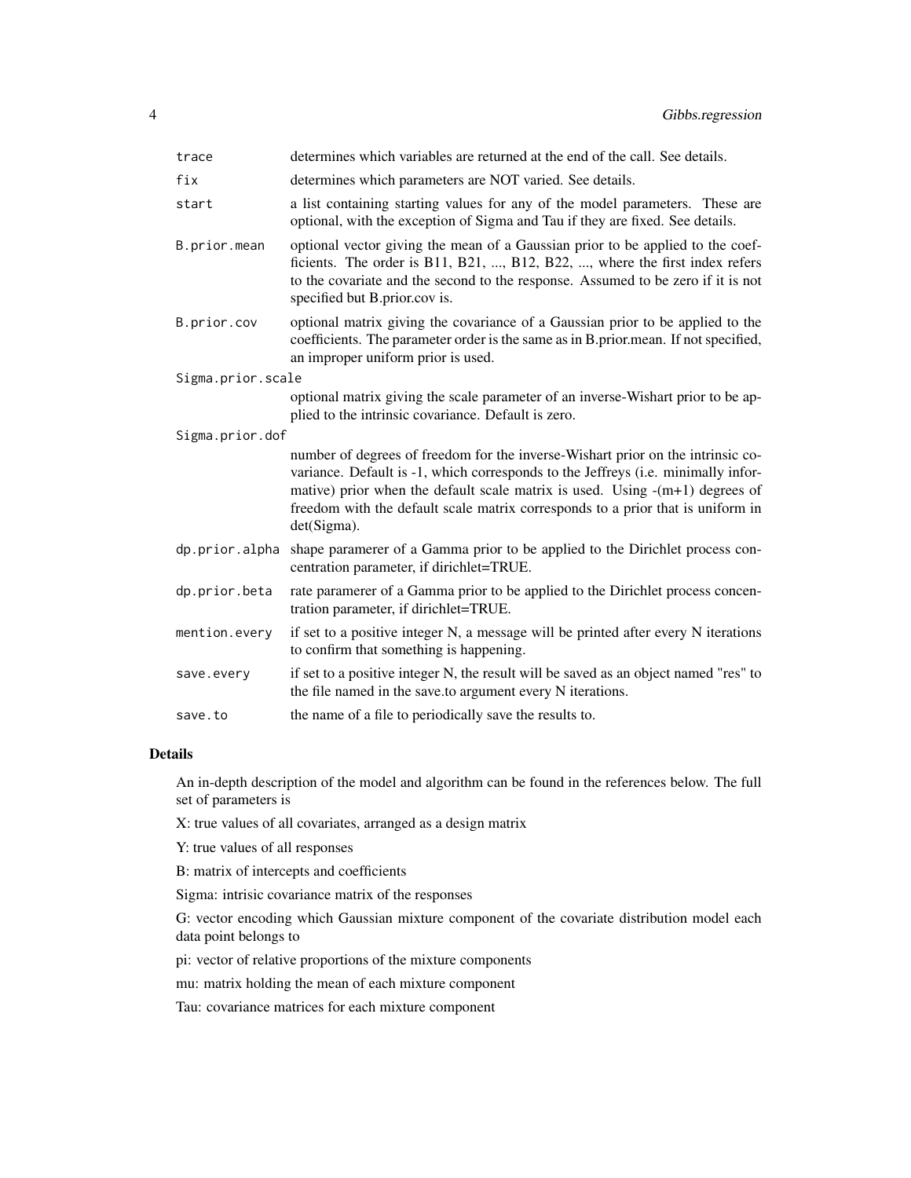| | |
|---|---|
| `trace` | determines which variables are returned at the end of the call. See details. |
| `fix` | determines which parameters are NOT varied. See details. |
| `start` | a list containing starting values for any of the model parameters. These are optional, with the exception of Sigma and Tau if they are fixed. See details. |
| `B.prior.mean` | optional vector giving the mean of a Gaussian prior to be applied to the coefficients. The order is B11, B21, ..., B12, B22, ..., where the first index refers to the covariate and the second to the response. Assumed to be zero if it is not specified but B.prior.cov is. |
| `B.prior.cov` | optional matrix giving the covariance of a Gaussian prior to be applied to the coefficients. The parameter order is the same as in B.prior.mean. If not specified, an improper uniform prior is used. |
| `Sigma.prior.scale` | optional matrix giving the scale parameter of an inverse-Wishart prior to be applied to the intrinsic covariance. Default is zero. |
| `Sigma.prior.dof` | number of degrees of freedom for the inverse-Wishart prior on the intrinsic covariance. Default is -1, which corresponds to the Jeffreys (i.e. minimally informative) prior when the default scale matrix is used. Using -(m+1) degrees of freedom with the default scale matrix corresponds to a prior that is uniform in det(Sigma). |
| `dp.prior.alpha` | shape paramerer of a Gamma prior to be applied to the Dirichlet process concentration parameter, if dirichlet=TRUE. |
| `dp.prior.beta` | rate paramerer of a Gamma prior to be applied to the Dirichlet process concentration parameter, if dirichlet=TRUE. |
| `mention.every` | if set to a positive integer N, a message will be printed after every N iterations to confirm that something is happening. |
| `save.every` | if set to a positive integer N, the result will be saved as an object named "res" to the file named in the save.to argument every N iterations. |
| `save.to` | the name of a file to periodically save the results to. |

## Details

An in-depth description of the model and algorithm can be found in the references below. The full set of parameters is

X: true values of all covariates, arranged as a design matrix

Y: true values of all responses

B: matrix of intercepts and coefficients

Sigma: intrisic covariance matrix of the responses

G: vector encoding which Gaussian mixture component of the covariate distribution model each data point belongs to

pi: vector of relative proportions of the mixture components

mu: matrix holding the mean of each mixture component

Tau: covariance matrices for each mixture component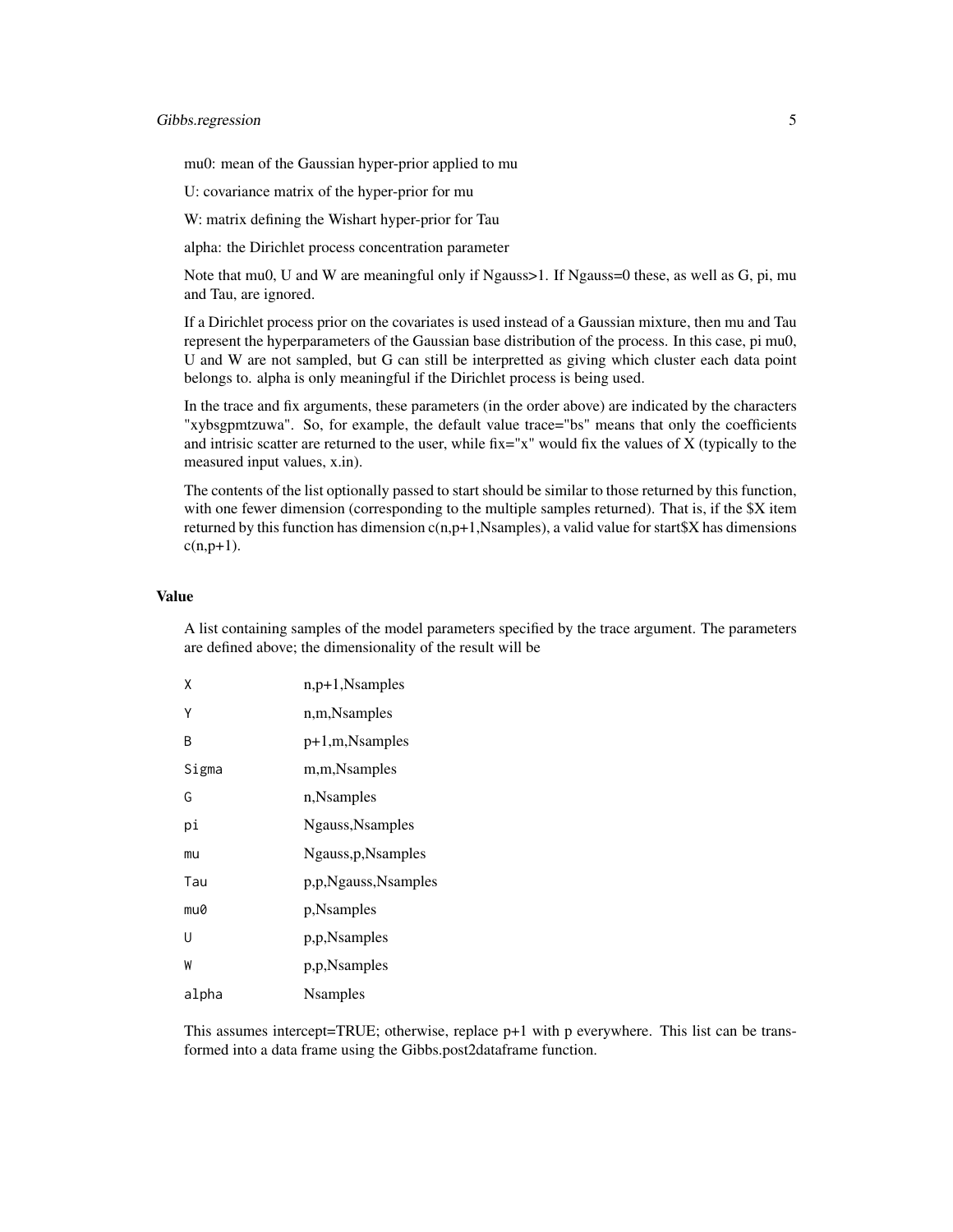mu0: mean of the Gaussian hyper-prior applied to mu

U: covariance matrix of the hyper-prior for mu

W: matrix defining the Wishart hyper-prior for Tau

alpha: the Dirichlet process concentration parameter

Note that mu0, U and W are meaningful only if Ngauss>1. If Ngauss=0 these, as well as G, pi, mu and Tau, are ignored.

If a Dirichlet process prior on the covariates is used instead of a Gaussian mixture, then mu and Tau represent the hyperparameters of the Gaussian base distribution of the process. In this case, pi mu0, U and W are not sampled, but G can still be interpretted as giving which cluster each data point belongs to. alpha is only meaningful if the Dirichlet process is being used.

In the trace and fix arguments, these parameters (in the order above) are indicated by the characters "xybsgpmtzuwa". So, for example, the default value trace="bs" means that only the coefficients and intrisic scatter are returned to the user, while fix="x" would fix the values of X (typically to the measured input values, x.in).

The contents of the list optionally passed to start should be similar to those returned by this function, with one fewer dimension (corresponding to the multiple samples returned). That is, if the $X item returned by this function has dimension c(n,p+1,Nsamples), a valid value for start$X has dimensions c(n,p+1).

### Value

A list containing samples of the model parameters specified by the trace argument. The parameters are defined above; the dimensionality of the result will be

| | |
|---|---|
| `X` | n,p+1,Nsamples |
| `Y` | n,m,Nsamples |
| `B` | p+1,m,Nsamples |
| `Sigma` | m,m,Nsamples |
| `G` | n,Nsamples |
| `pi` | Ngauss,Nsamples |
| `mu` | Ngauss,p,Nsamples |
| `Tau` | p,p,Ngauss,Nsamples |
| `mu0` | p,Nsamples |
| `U` | p,p,Nsamples |
| `W` | p,p,Nsamples |
| `alpha` | Nsamples |

This assumes intercept=TRUE; otherwise, replace p+1 with p everywhere. This list can be transformed into a data frame using the Gibbs.post2dataframe function.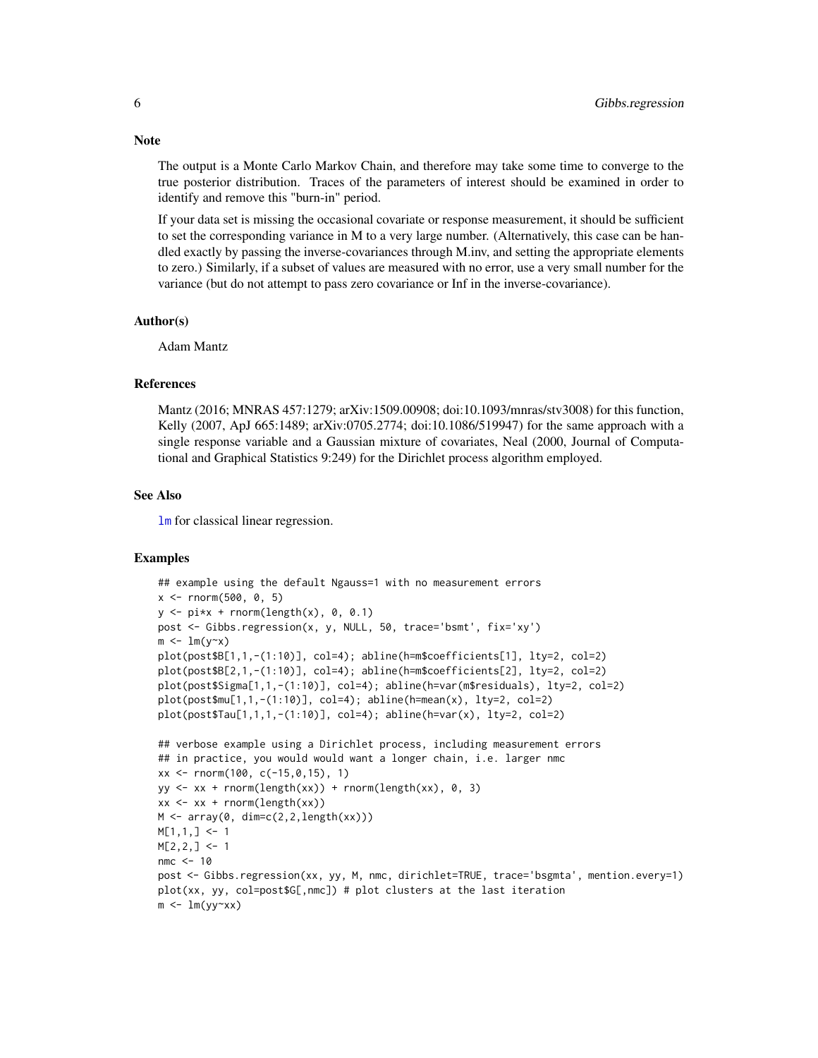## Note

The output is a Monte Carlo Markov Chain, and therefore may take some time to converge to the true posterior distribution. Traces of the parameters of interest should be examined in order to identify and remove this "burn-in" period.

If your data set is missing the occasional covariate or response measurement, it should be sufficient to set the corresponding variance in M to a very large number. (Alternatively, this case can be handled exactly by passing the inverse-covariances through M.inv, and setting the appropriate elements to zero.) Similarly, if a subset of values are measured with no error, use a very small number for the variance (but do not attempt to pass zero covariance or Inf in the inverse-covariance).

## Author(s)

Adam Mantz

## References

Mantz (2016; MNRAS 457:1279; arXiv:1509.00908; doi:10.1093/mnras/stv3008) for this function, Kelly (2007, ApJ 665:1489; arXiv:0705.2774; doi:10.1086/519947) for the same approach with a single response variable and a Gaussian mixture of covariates, Neal (2000, Journal of Computational and Graphical Statistics 9:249) for the Dirichlet process algorithm employed.

## See Also

lm for classical linear regression.

## Examples

```
## example using the default Ngauss=1 with no measurement errors
x <- rnorm(500, 0, 5)
y <- pi*x + rnorm(length(x), 0, 0.1)
post <- Gibbs.regression(x, y, NULL, 50, trace='bsmt', fix='xy')
m <- lm(y~x)
plot(post$B[1,1,-(1:10)], col=4); abline(h=m$coefficients[1], lty=2, col=2)
plot(post$B[2,1,-(1:10)], col=4); abline(h=m$coefficients[2], lty=2, col=2)
plot(post$Sigma[1,1,-(1:10)], col=4); abline(h=var(m$residuals), lty=2, col=2)
plot(post$mu[1,1,-(1:10)], col=4); abline(h=mean(x), lty=2, col=2)
plot(post$Tau[1,1,1,-(1:10)], col=4); abline(h=var(x), lty=2, col=2)

## verbose example using a Dirichlet process, including measurement errors
## in practice, you would would want a longer chain, i.e. larger nmc
xx <- rnorm(100, c(-15,0,15), 1)
yy <- xx + rnorm(length(xx)) + rnorm(length(xx), 0, 3)
xx <- xx + rnorm(length(xx))
M <- array(0, dim=c(2,2,length(xx)))
M[1,1,] <- 1
M[2,2,] <- 1
nmc <- 10
post <- Gibbs.regression(xx, yy, M, nmc, dirichlet=TRUE, trace='bsgmta', mention.every=1)
plot(xx, yy, col=post$G[,nmc]) # plot clusters at the last iteration
m <- lm(yy~xx)
```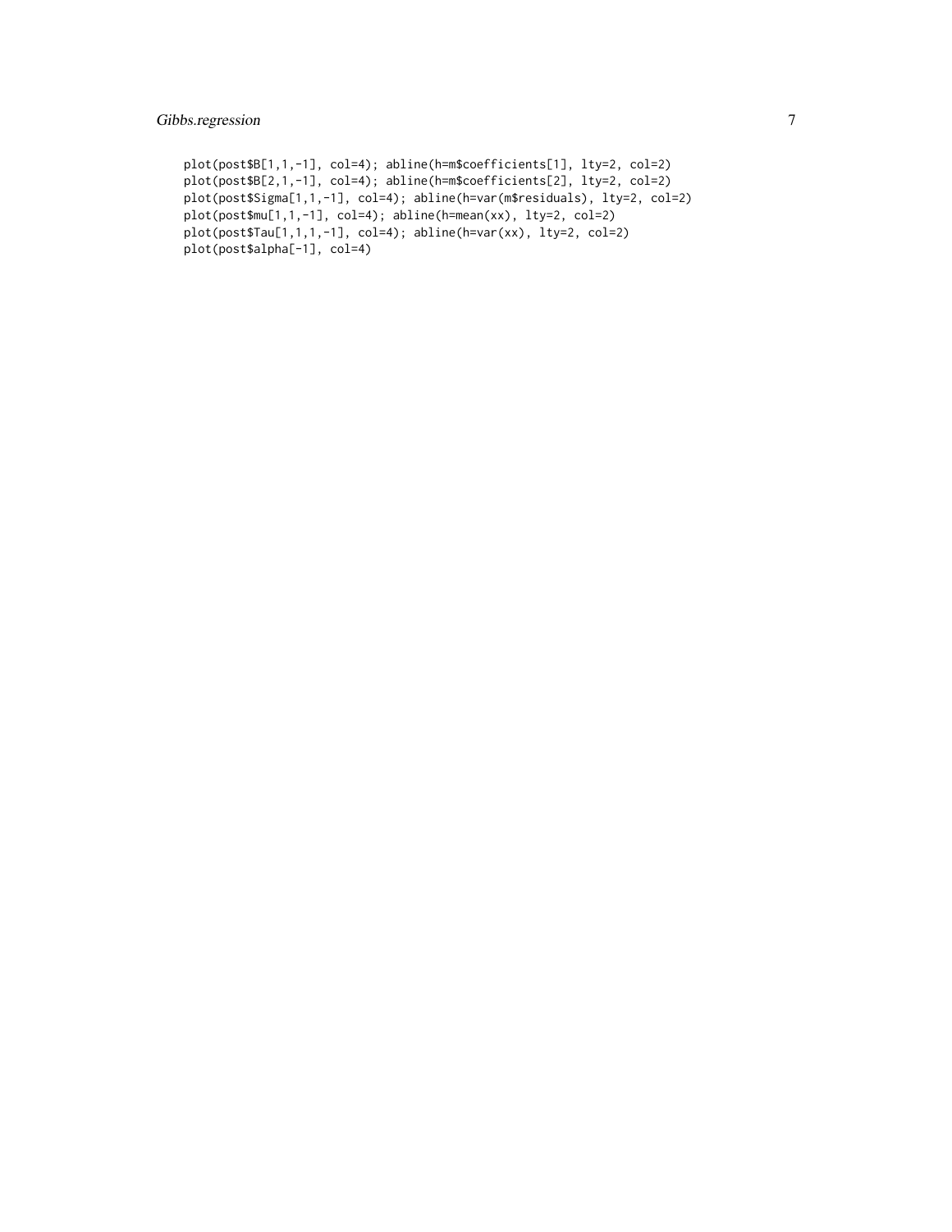```
plot(post$B[1,1,-1], col=4); abline(h=m$coefficients[1], lty=2, col=2)
plot(post$B[2,1,-1], col=4); abline(h=m$coefficients[2], lty=2, col=2)
plot(post$Sigma[1,1,-1], col=4); abline(h=var(m$residuals), lty=2, col=2)
plot(post$mu[1,1,-1], col=4); abline(h=mean(xx), lty=2, col=2)
plot(post$Tau[1,1,1,-1], col=4); abline(h=var(xx), lty=2, col=2)
plot(post$alpha[-1], col=4)
```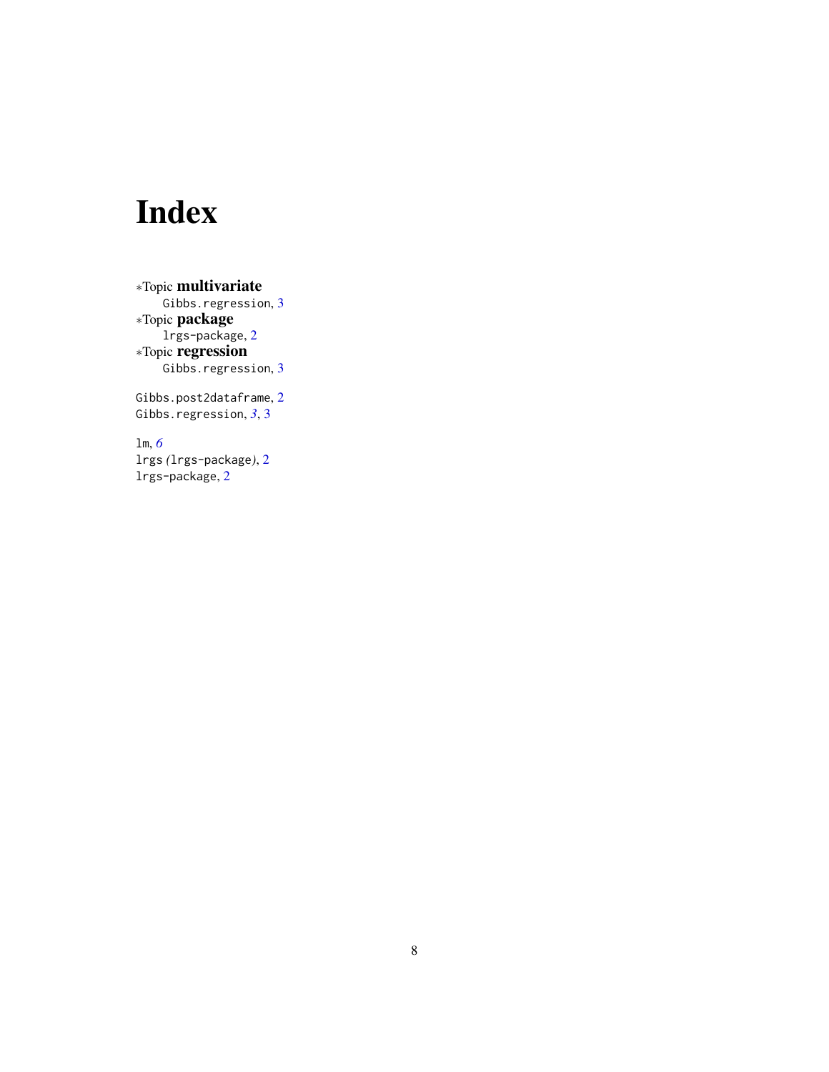# Index

∗Topic **multivariate**
  `Gibbs.regression`, 3
∗Topic **package**
  `lrgs-package`, 2
∗Topic **regression**
  `Gibbs.regression`, 3

`Gibbs.post2dataframe`, 2
`Gibbs.regression`, *3*, 3

`lm`, *6*
`lrgs` *(*`lrgs-package`*)*, 2
`lrgs-package`, 2